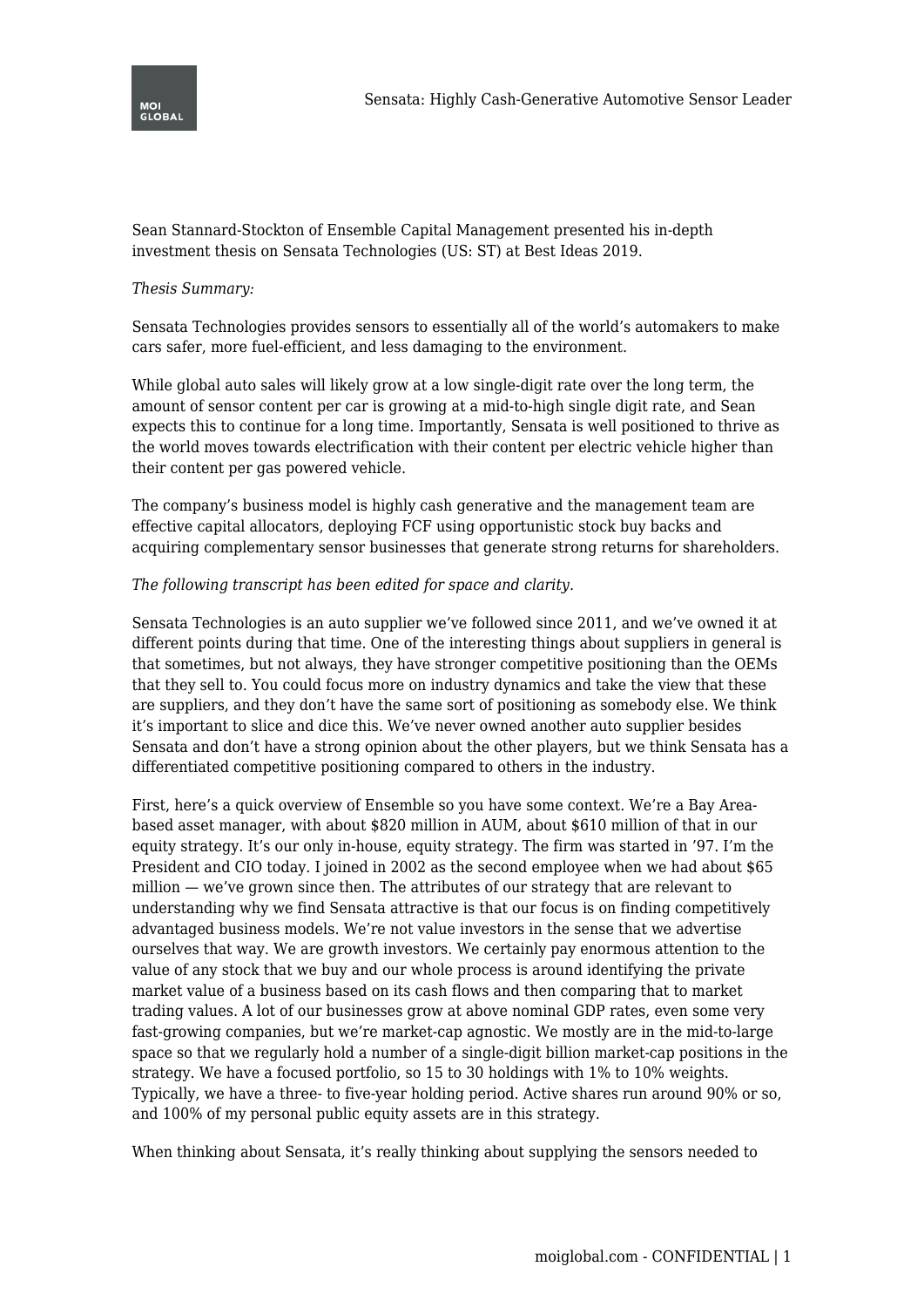Sean Stannard-Stockton of Ensemble Capital Management presented his in-depth investment thesis on Sensata Technologies (US: ST) at Best Ideas 2019.

*Thesis Summary:*

Sensata Technologies provides sensors to essentially all of the world's automakers to make cars safer, more fuel-efficient, and less damaging to the environment.

While global auto sales will likely grow at a low single-digit rate over the long term, the amount of sensor content per car is growing at a mid-to-high single digit rate, and Sean expects this to continue for a long time. Importantly, Sensata is well positioned to thrive as the world moves towards electrification with their content per electric vehicle higher than their content per gas powered vehicle.

The company's business model is highly cash generative and the management team are effective capital allocators, deploying FCF using opportunistic stock buy backs and acquiring complementary sensor businesses that generate strong returns for shareholders.

*The following transcript has been edited for space and clarity.*

Sensata Technologies is an auto supplier we've followed since 2011, and we've owned it at different points during that time. One of the interesting things about suppliers in general is that sometimes, but not always, they have stronger competitive positioning than the OEMs that they sell to. You could focus more on industry dynamics and take the view that these are suppliers, and they don't have the same sort of positioning as somebody else. We think it's important to slice and dice this. We've never owned another auto supplier besides Sensata and don't have a strong opinion about the other players, but we think Sensata has a differentiated competitive positioning compared to others in the industry.

First, here's a quick overview of Ensemble so you have some context. We're a Bay Area-based asset manager, with about $820 million in AUM, about $610 million of that in our equity strategy. It's our only in-house, equity strategy. The firm was started in '97. I'm the President and CIO today. I joined in 2002 as the second employee when we had about $65 million — we've grown since then. The attributes of our strategy that are relevant to understanding why we find Sensata attractive is that our focus is on finding competitively advantaged business models. We're not value investors in the sense that we advertise ourselves that way. We are growth investors. We certainly pay enormous attention to the value of any stock that we buy and our whole process is around identifying the private market value of a business based on its cash flows and then comparing that to market trading values. A lot of our businesses grow at above nominal GDP rates, even some very fast-growing companies, but we're market-cap agnostic. We mostly are in the mid-to-large space so that we regularly hold a number of a single-digit billion market-cap positions in the strategy. We have a focused portfolio, so 15 to 30 holdings with 1% to 10% weights. Typically, we have a three- to five-year holding period. Active shares run around 90% or so, and 100% of my personal public equity assets are in this strategy.

When thinking about Sensata, it's really thinking about supplying the sensors needed to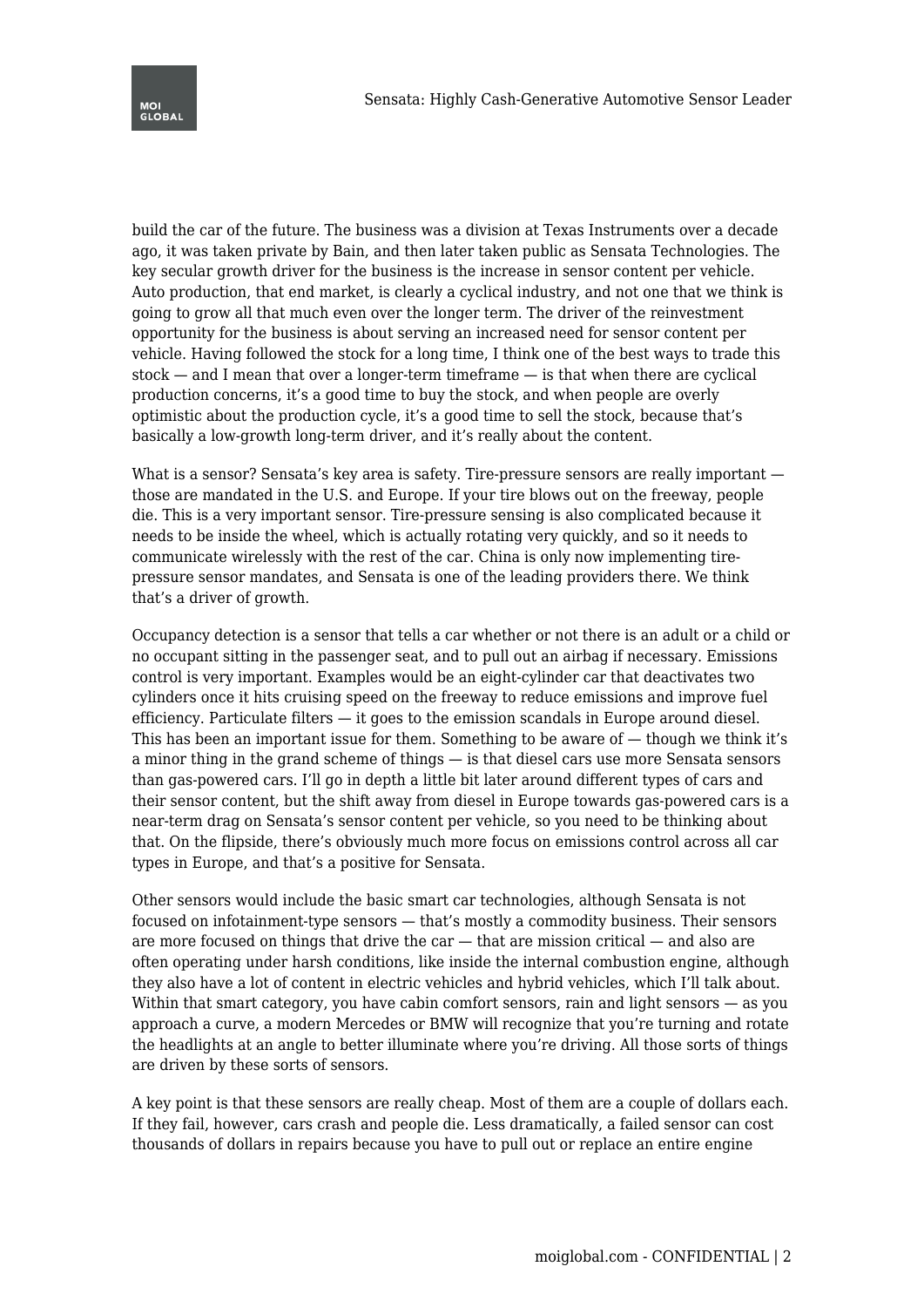build the car of the future. The business was a division at Texas Instruments over a decade ago, it was taken private by Bain, and then later taken public as Sensata Technologies. The key secular growth driver for the business is the increase in sensor content per vehicle. Auto production, that end market, is clearly a cyclical industry, and not one that we think is going to grow all that much even over the longer term. The driver of the reinvestment opportunity for the business is about serving an increased need for sensor content per vehicle. Having followed the stock for a long time, I think one of the best ways to trade this stock — and I mean that over a longer-term timeframe — is that when there are cyclical production concerns, it's a good time to buy the stock, and when people are overly optimistic about the production cycle, it's a good time to sell the stock, because that's basically a low-growth long-term driver, and it's really about the content.

What is a sensor? Sensata's key area is safety. Tire-pressure sensors are really important — those are mandated in the U.S. and Europe. If your tire blows out on the freeway, people die. This is a very important sensor. Tire-pressure sensing is also complicated because it needs to be inside the wheel, which is actually rotating very quickly, and so it needs to communicate wirelessly with the rest of the car. China is only now implementing tire-pressure sensor mandates, and Sensata is one of the leading providers there. We think that's a driver of growth.

Occupancy detection is a sensor that tells a car whether or not there is an adult or a child or no occupant sitting in the passenger seat, and to pull out an airbag if necessary. Emissions control is very important. Examples would be an eight-cylinder car that deactivates two cylinders once it hits cruising speed on the freeway to reduce emissions and improve fuel efficiency. Particulate filters — it goes to the emission scandals in Europe around diesel. This has been an important issue for them. Something to be aware of — though we think it's a minor thing in the grand scheme of things — is that diesel cars use more Sensata sensors than gas-powered cars. I'll go in depth a little bit later around different types of cars and their sensor content, but the shift away from diesel in Europe towards gas-powered cars is a near-term drag on Sensata's sensor content per vehicle, so you need to be thinking about that. On the flipside, there's obviously much more focus on emissions control across all car types in Europe, and that's a positive for Sensata.

Other sensors would include the basic smart car technologies, although Sensata is not focused on infotainment-type sensors — that's mostly a commodity business. Their sensors are more focused on things that drive the car — that are mission critical — and also are often operating under harsh conditions, like inside the internal combustion engine, although they also have a lot of content in electric vehicles and hybrid vehicles, which I'll talk about. Within that smart category, you have cabin comfort sensors, rain and light sensors — as you approach a curve, a modern Mercedes or BMW will recognize that you're turning and rotate the headlights at an angle to better illuminate where you're driving. All those sorts of things are driven by these sorts of sensors.

A key point is that these sensors are really cheap. Most of them are a couple of dollars each. If they fail, however, cars crash and people die. Less dramatically, a failed sensor can cost thousands of dollars in repairs because you have to pull out or replace an entire engine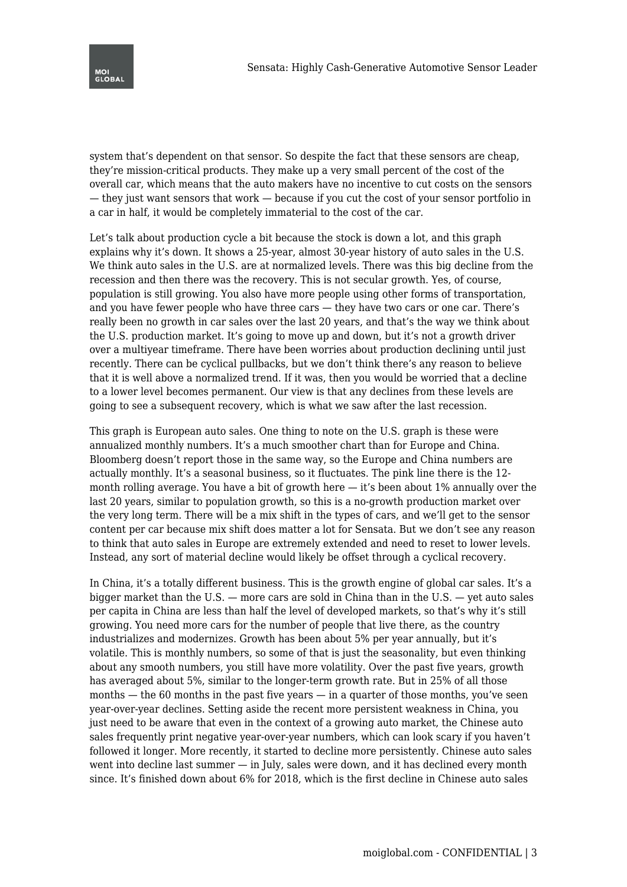system that's dependent on that sensor. So despite the fact that these sensors are cheap, they're mission-critical products. They make up a very small percent of the cost of the overall car, which means that the auto makers have no incentive to cut costs on the sensors — they just want sensors that work — because if you cut the cost of your sensor portfolio in a car in half, it would be completely immaterial to the cost of the car.

Let's talk about production cycle a bit because the stock is down a lot, and this graph explains why it's down. It shows a 25-year, almost 30-year history of auto sales in the U.S. We think auto sales in the U.S. are at normalized levels. There was this big decline from the recession and then there was the recovery. This is not secular growth. Yes, of course, population is still growing. You also have more people using other forms of transportation, and you have fewer people who have three cars — they have two cars or one car. There's really been no growth in car sales over the last 20 years, and that's the way we think about the U.S. production market. It's going to move up and down, but it's not a growth driver over a multiyear timeframe. There have been worries about production declining until just recently. There can be cyclical pullbacks, but we don't think there's any reason to believe that it is well above a normalized trend. If it was, then you would be worried that a decline to a lower level becomes permanent. Our view is that any declines from these levels are going to see a subsequent recovery, which is what we saw after the last recession.

This graph is European auto sales. One thing to note on the U.S. graph is these were annualized monthly numbers. It's a much smoother chart than for Europe and China. Bloomberg doesn't report those in the same way, so the Europe and China numbers are actually monthly. It's a seasonal business, so it fluctuates. The pink line there is the 12-month rolling average. You have a bit of growth here — it's been about 1% annually over the last 20 years, similar to population growth, so this is a no-growth production market over the very long term. There will be a mix shift in the types of cars, and we'll get to the sensor content per car because mix shift does matter a lot for Sensata. But we don't see any reason to think that auto sales in Europe are extremely extended and need to reset to lower levels. Instead, any sort of material decline would likely be offset through a cyclical recovery.

In China, it's a totally different business. This is the growth engine of global car sales. It's a bigger market than the U.S. — more cars are sold in China than in the U.S. — yet auto sales per capita in China are less than half the level of developed markets, so that's why it's still growing. You need more cars for the number of people that live there, as the country industrializes and modernizes. Growth has been about 5% per year annually, but it's volatile. This is monthly numbers, so some of that is just the seasonality, but even thinking about any smooth numbers, you still have more volatility. Over the past five years, growth has averaged about 5%, similar to the longer-term growth rate. But in 25% of all those months — the 60 months in the past five years — in a quarter of those months, you've seen year-over-year declines. Setting aside the recent more persistent weakness in China, you just need to be aware that even in the context of a growing auto market, the Chinese auto sales frequently print negative year-over-year numbers, which can look scary if you haven't followed it longer. More recently, it started to decline more persistently. Chinese auto sales went into decline last summer — in July, sales were down, and it has declined every month since. It's finished down about 6% for 2018, which is the first decline in Chinese auto sales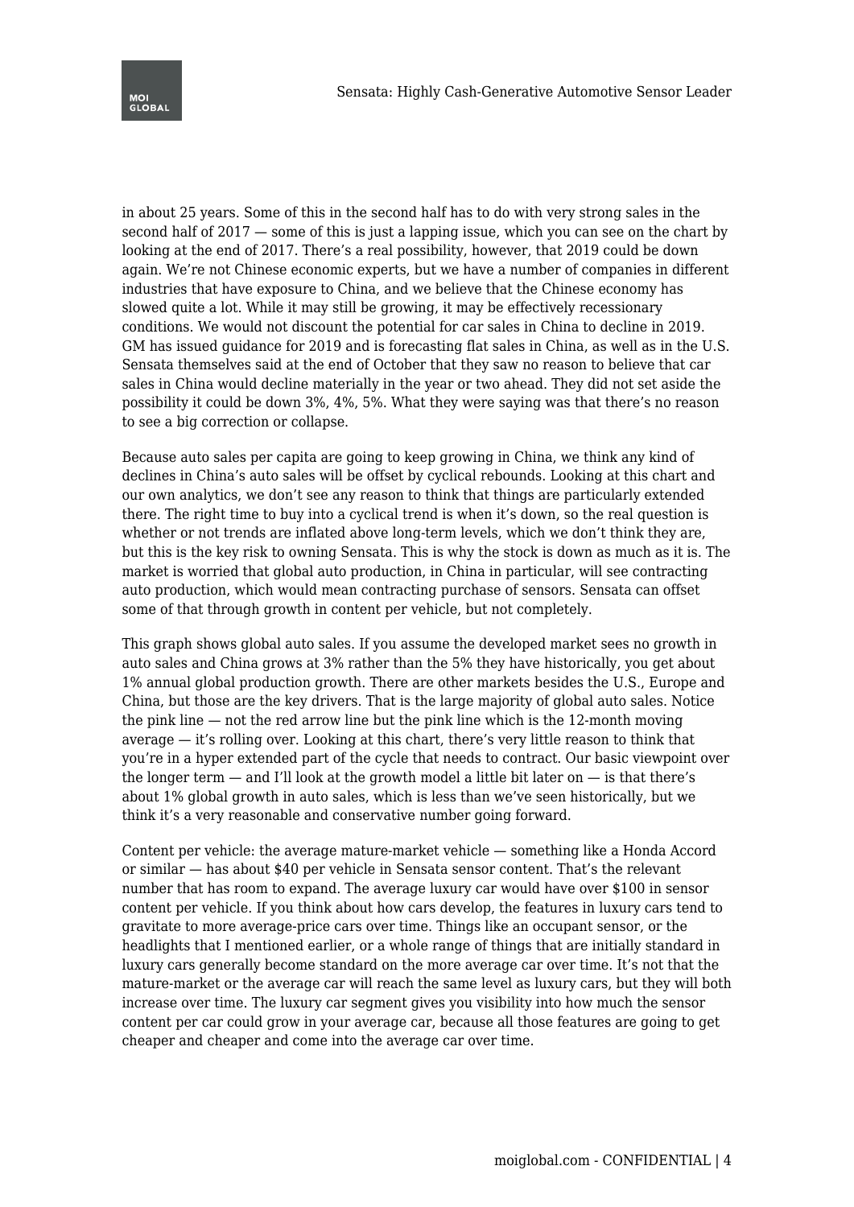in about 25 years. Some of this in the second half has to do with very strong sales in the second half of 2017 — some of this is just a lapping issue, which you can see on the chart by looking at the end of 2017. There's a real possibility, however, that 2019 could be down again. We're not Chinese economic experts, but we have a number of companies in different industries that have exposure to China, and we believe that the Chinese economy has slowed quite a lot. While it may still be growing, it may be effectively recessionary conditions. We would not discount the potential for car sales in China to decline in 2019. GM has issued guidance for 2019 and is forecasting flat sales in China, as well as in the U.S. Sensata themselves said at the end of October that they saw no reason to believe that car sales in China would decline materially in the year or two ahead. They did not set aside the possibility it could be down 3%, 4%, 5%. What they were saying was that there's no reason to see a big correction or collapse.

Because auto sales per capita are going to keep growing in China, we think any kind of declines in China's auto sales will be offset by cyclical rebounds. Looking at this chart and our own analytics, we don't see any reason to think that things are particularly extended there. The right time to buy into a cyclical trend is when it's down, so the real question is whether or not trends are inflated above long-term levels, which we don't think they are, but this is the key risk to owning Sensata. This is why the stock is down as much as it is. The market is worried that global auto production, in China in particular, will see contracting auto production, which would mean contracting purchase of sensors. Sensata can offset some of that through growth in content per vehicle, but not completely.

This graph shows global auto sales. If you assume the developed market sees no growth in auto sales and China grows at 3% rather than the 5% they have historically, you get about 1% annual global production growth. There are other markets besides the U.S., Europe and China, but those are the key drivers. That is the large majority of global auto sales. Notice the pink line — not the red arrow line but the pink line which is the 12-month moving average — it's rolling over. Looking at this chart, there's very little reason to think that you're in a hyper extended part of the cycle that needs to contract. Our basic viewpoint over the longer term — and I'll look at the growth model a little bit later on — is that there's about 1% global growth in auto sales, which is less than we've seen historically, but we think it's a very reasonable and conservative number going forward.

Content per vehicle: the average mature-market vehicle — something like a Honda Accord or similar — has about $40 per vehicle in Sensata sensor content. That's the relevant number that has room to expand. The average luxury car would have over $100 in sensor content per vehicle. If you think about how cars develop, the features in luxury cars tend to gravitate to more average-price cars over time. Things like an occupant sensor, or the headlights that I mentioned earlier, or a whole range of things that are initially standard in luxury cars generally become standard on the more average car over time. It's not that the mature-market or the average car will reach the same level as luxury cars, but they will both increase over time. The luxury car segment gives you visibility into how much the sensor content per car could grow in your average car, because all those features are going to get cheaper and cheaper and come into the average car over time.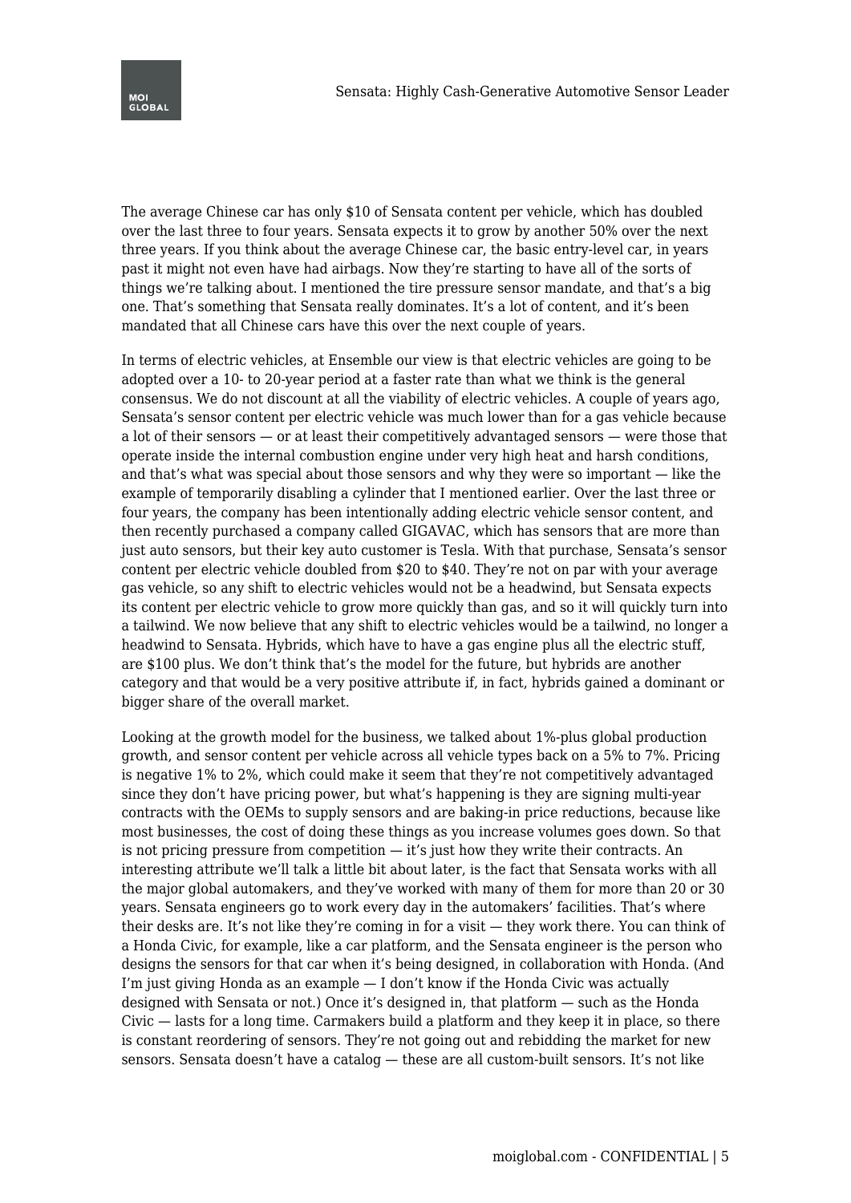The average Chinese car has only $10 of Sensata content per vehicle, which has doubled over the last three to four years. Sensata expects it to grow by another 50% over the next three years. If you think about the average Chinese car, the basic entry-level car, in years past it might not even have had airbags. Now they're starting to have all of the sorts of things we're talking about. I mentioned the tire pressure sensor mandate, and that's a big one. That's something that Sensata really dominates. It's a lot of content, and it's been mandated that all Chinese cars have this over the next couple of years.

In terms of electric vehicles, at Ensemble our view is that electric vehicles are going to be adopted over a 10- to 20-year period at a faster rate than what we think is the general consensus. We do not discount at all the viability of electric vehicles. A couple of years ago, Sensata's sensor content per electric vehicle was much lower than for a gas vehicle because a lot of their sensors — or at least their competitively advantaged sensors — were those that operate inside the internal combustion engine under very high heat and harsh conditions, and that's what was special about those sensors and why they were so important — like the example of temporarily disabling a cylinder that I mentioned earlier. Over the last three or four years, the company has been intentionally adding electric vehicle sensor content, and then recently purchased a company called GIGAVAC, which has sensors that are more than just auto sensors, but their key auto customer is Tesla. With that purchase, Sensata's sensor content per electric vehicle doubled from $20 to $40. They're not on par with your average gas vehicle, so any shift to electric vehicles would not be a headwind, but Sensata expects its content per electric vehicle to grow more quickly than gas, and so it will quickly turn into a tailwind. We now believe that any shift to electric vehicles would be a tailwind, no longer a headwind to Sensata. Hybrids, which have to have a gas engine plus all the electric stuff, are $100 plus. We don't think that's the model for the future, but hybrids are another category and that would be a very positive attribute if, in fact, hybrids gained a dominant or bigger share of the overall market.

Looking at the growth model for the business, we talked about 1%-plus global production growth, and sensor content per vehicle across all vehicle types back on a 5% to 7%. Pricing is negative 1% to 2%, which could make it seem that they're not competitively advantaged since they don't have pricing power, but what's happening is they are signing multi-year contracts with the OEMs to supply sensors and are baking-in price reductions, because like most businesses, the cost of doing these things as you increase volumes goes down. So that is not pricing pressure from competition — it's just how they write their contracts. An interesting attribute we'll talk a little bit about later, is the fact that Sensata works with all the major global automakers, and they've worked with many of them for more than 20 or 30 years. Sensata engineers go to work every day in the automakers' facilities. That's where their desks are. It's not like they're coming in for a visit — they work there. You can think of a Honda Civic, for example, like a car platform, and the Sensata engineer is the person who designs the sensors for that car when it's being designed, in collaboration with Honda. (And I'm just giving Honda as an example — I don't know if the Honda Civic was actually designed with Sensata or not.) Once it's designed in, that platform — such as the Honda Civic — lasts for a long time. Carmakers build a platform and they keep it in place, so there is constant reordering of sensors. They're not going out and rebidding the market for new sensors. Sensata doesn't have a catalog — these are all custom-built sensors. It's not like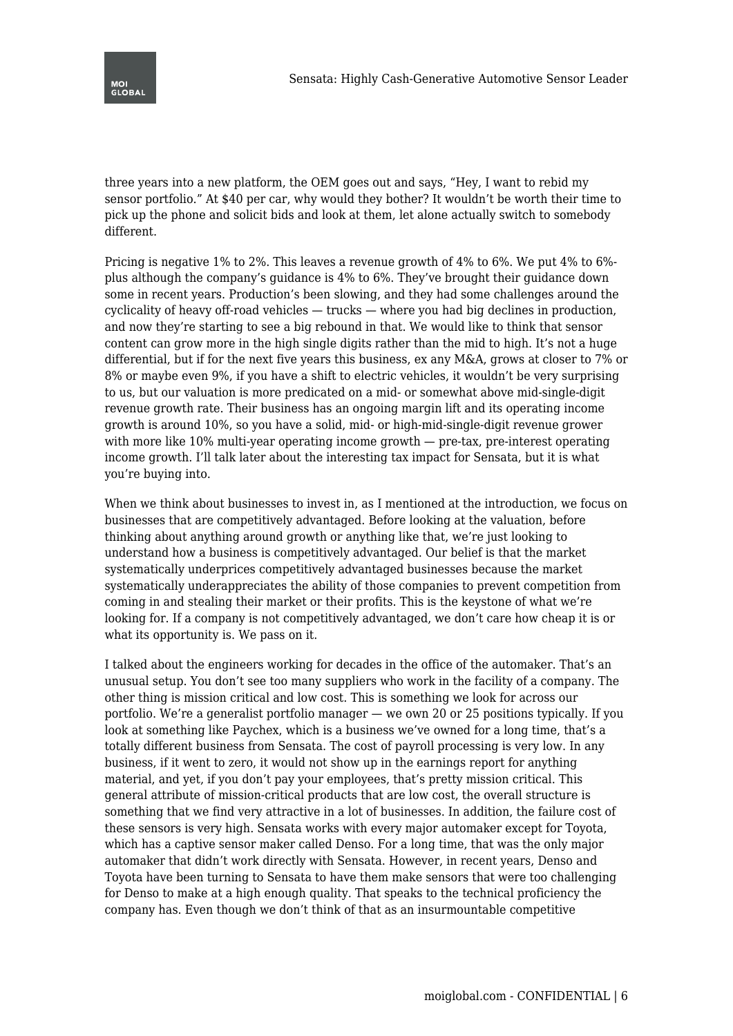three years into a new platform, the OEM goes out and says, "Hey, I want to rebid my sensor portfolio." At $40 per car, why would they bother? It wouldn't be worth their time to pick up the phone and solicit bids and look at them, let alone actually switch to somebody different.

Pricing is negative 1% to 2%. This leaves a revenue growth of 4% to 6%. We put 4% to 6%-plus although the company's guidance is 4% to 6%. They've brought their guidance down some in recent years. Production's been slowing, and they had some challenges around the cyclicality of heavy off-road vehicles — trucks — where you had big declines in production, and now they're starting to see a big rebound in that. We would like to think that sensor content can grow more in the high single digits rather than the mid to high. It's not a huge differential, but if for the next five years this business, ex any M&A, grows at closer to 7% or 8% or maybe even 9%, if you have a shift to electric vehicles, it wouldn't be very surprising to us, but our valuation is more predicated on a mid- or somewhat above mid-single-digit revenue growth rate. Their business has an ongoing margin lift and its operating income growth is around 10%, so you have a solid, mid- or high-mid-single-digit revenue grower with more like 10% multi-year operating income growth — pre-tax, pre-interest operating income growth. I'll talk later about the interesting tax impact for Sensata, but it is what you're buying into.

When we think about businesses to invest in, as I mentioned at the introduction, we focus on businesses that are competitively advantaged. Before looking at the valuation, before thinking about anything around growth or anything like that, we're just looking to understand how a business is competitively advantaged. Our belief is that the market systematically underprices competitively advantaged businesses because the market systematically underappreciates the ability of those companies to prevent competition from coming in and stealing their market or their profits. This is the keystone of what we're looking for. If a company is not competitively advantaged, we don't care how cheap it is or what its opportunity is. We pass on it.

I talked about the engineers working for decades in the office of the automaker. That's an unusual setup. You don't see too many suppliers who work in the facility of a company. The other thing is mission critical and low cost. This is something we look for across our portfolio. We're a generalist portfolio manager — we own 20 or 25 positions typically. If you look at something like Paychex, which is a business we've owned for a long time, that's a totally different business from Sensata. The cost of payroll processing is very low. In any business, if it went to zero, it would not show up in the earnings report for anything material, and yet, if you don't pay your employees, that's pretty mission critical. This general attribute of mission-critical products that are low cost, the overall structure is something that we find very attractive in a lot of businesses. In addition, the failure cost of these sensors is very high. Sensata works with every major automaker except for Toyota, which has a captive sensor maker called Denso. For a long time, that was the only major automaker that didn't work directly with Sensata. However, in recent years, Denso and Toyota have been turning to Sensata to have them make sensors that were too challenging for Denso to make at a high enough quality. That speaks to the technical proficiency the company has. Even though we don't think of that as an insurmountable competitive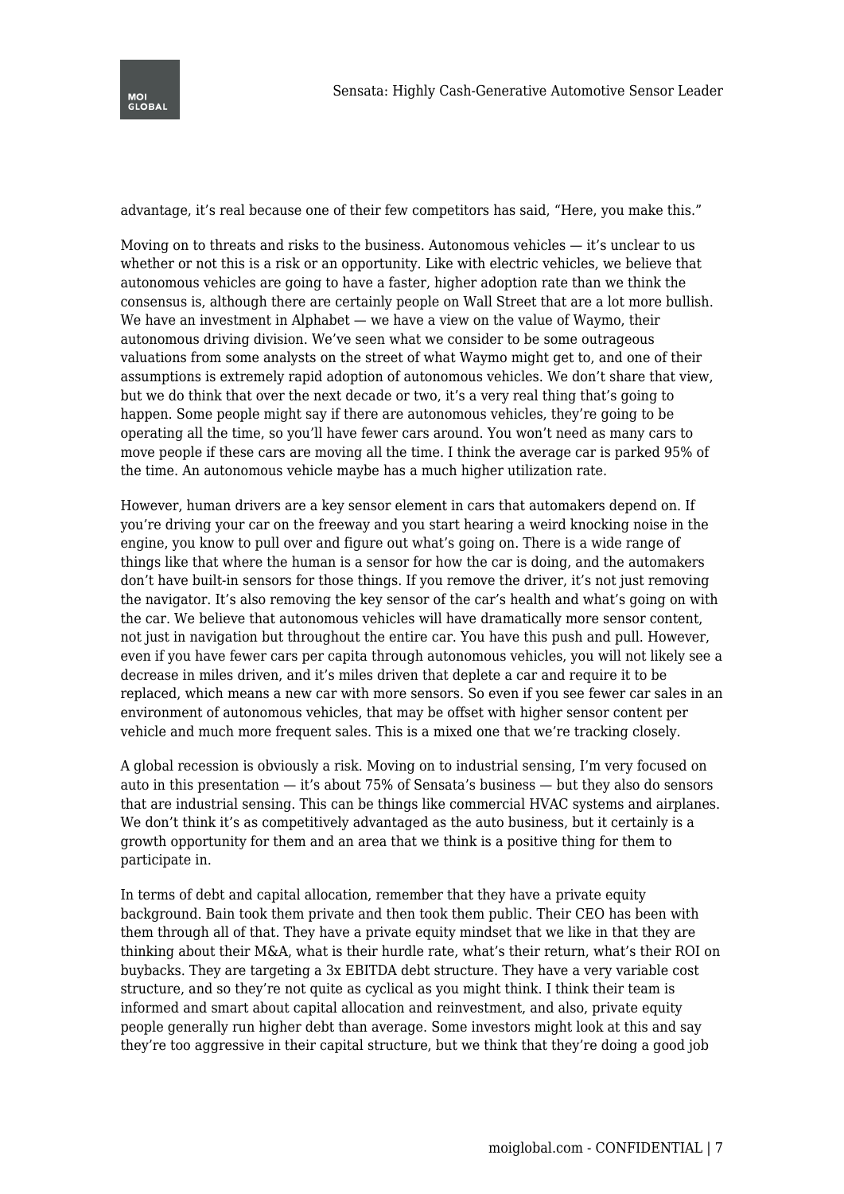advantage, it's real because one of their few competitors has said, "Here, you make this."

Moving on to threats and risks to the business. Autonomous vehicles — it's unclear to us whether or not this is a risk or an opportunity. Like with electric vehicles, we believe that autonomous vehicles are going to have a faster, higher adoption rate than we think the consensus is, although there are certainly people on Wall Street that are a lot more bullish. We have an investment in Alphabet — we have a view on the value of Waymo, their autonomous driving division. We've seen what we consider to be some outrageous valuations from some analysts on the street of what Waymo might get to, and one of their assumptions is extremely rapid adoption of autonomous vehicles. We don't share that view, but we do think that over the next decade or two, it's a very real thing that's going to happen. Some people might say if there are autonomous vehicles, they're going to be operating all the time, so you'll have fewer cars around. You won't need as many cars to move people if these cars are moving all the time. I think the average car is parked 95% of the time. An autonomous vehicle maybe has a much higher utilization rate.

However, human drivers are a key sensor element in cars that automakers depend on. If you're driving your car on the freeway and you start hearing a weird knocking noise in the engine, you know to pull over and figure out what's going on. There is a wide range of things like that where the human is a sensor for how the car is doing, and the automakers don't have built-in sensors for those things. If you remove the driver, it's not just removing the navigator. It's also removing the key sensor of the car's health and what's going on with the car. We believe that autonomous vehicles will have dramatically more sensor content, not just in navigation but throughout the entire car. You have this push and pull. However, even if you have fewer cars per capita through autonomous vehicles, you will not likely see a decrease in miles driven, and it's miles driven that deplete a car and require it to be replaced, which means a new car with more sensors. So even if you see fewer car sales in an environment of autonomous vehicles, that may be offset with higher sensor content per vehicle and much more frequent sales. This is a mixed one that we're tracking closely.

A global recession is obviously a risk. Moving on to industrial sensing, I'm very focused on auto in this presentation — it's about 75% of Sensata's business — but they also do sensors that are industrial sensing. This can be things like commercial HVAC systems and airplanes. We don't think it's as competitively advantaged as the auto business, but it certainly is a growth opportunity for them and an area that we think is a positive thing for them to participate in.

In terms of debt and capital allocation, remember that they have a private equity background. Bain took them private and then took them public. Their CEO has been with them through all of that. They have a private equity mindset that we like in that they are thinking about their M&A, what is their hurdle rate, what's their return, what's their ROI on buybacks. They are targeting a 3x EBITDA debt structure. They have a very variable cost structure, and so they're not quite as cyclical as you might think. I think their team is informed and smart about capital allocation and reinvestment, and also, private equity people generally run higher debt than average. Some investors might look at this and say they're too aggressive in their capital structure, but we think that they're doing a good job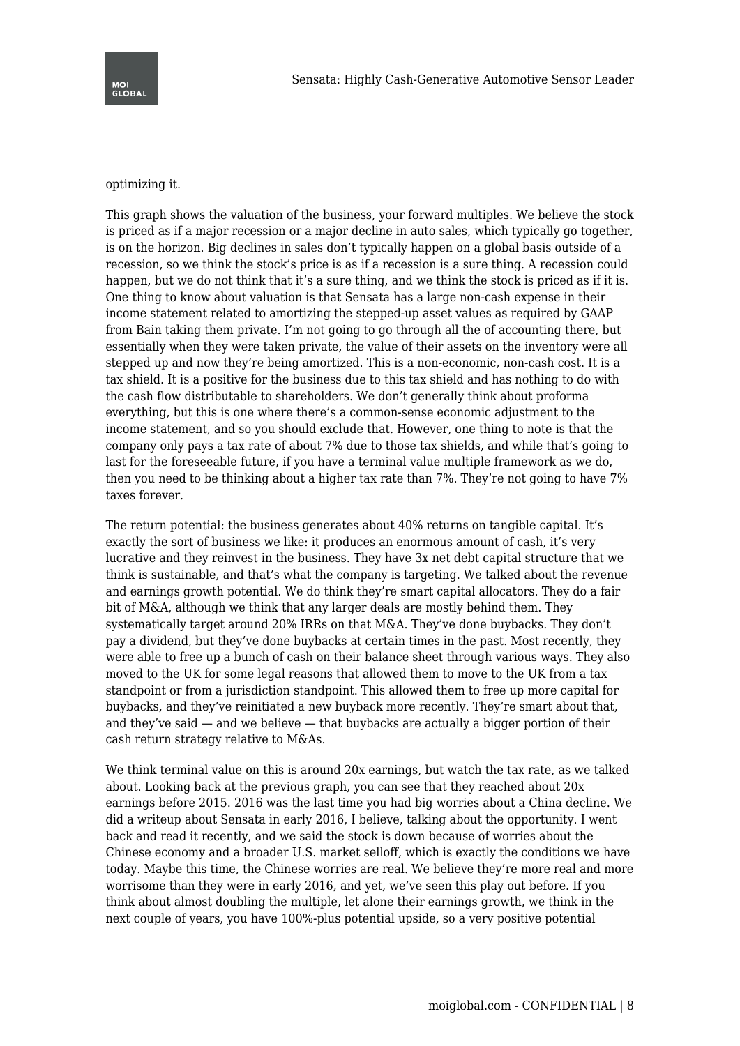optimizing it.

This graph shows the valuation of the business, your forward multiples. We believe the stock is priced as if a major recession or a major decline in auto sales, which typically go together, is on the horizon. Big declines in sales don't typically happen on a global basis outside of a recession, so we think the stock's price is as if a recession is a sure thing. A recession could happen, but we do not think that it's a sure thing, and we think the stock is priced as if it is. One thing to know about valuation is that Sensata has a large non-cash expense in their income statement related to amortizing the stepped-up asset values as required by GAAP from Bain taking them private. I'm not going to go through all the of accounting there, but essentially when they were taken private, the value of their assets on the inventory were all stepped up and now they're being amortized. This is a non-economic, non-cash cost. It is a tax shield. It is a positive for the business due to this tax shield and has nothing to do with the cash flow distributable to shareholders. We don't generally think about proforma everything, but this is one where there's a common-sense economic adjustment to the income statement, and so you should exclude that. However, one thing to note is that the company only pays a tax rate of about 7% due to those tax shields, and while that's going to last for the foreseeable future, if you have a terminal value multiple framework as we do, then you need to be thinking about a higher tax rate than 7%. They're not going to have 7% taxes forever.

The return potential: the business generates about 40% returns on tangible capital. It's exactly the sort of business we like: it produces an enormous amount of cash, it's very lucrative and they reinvest in the business. They have 3x net debt capital structure that we think is sustainable, and that's what the company is targeting. We talked about the revenue and earnings growth potential. We do think they're smart capital allocators. They do a fair bit of M&A, although we think that any larger deals are mostly behind them. They systematically target around 20% IRRs on that M&A. They've done buybacks. They don't pay a dividend, but they've done buybacks at certain times in the past. Most recently, they were able to free up a bunch of cash on their balance sheet through various ways. They also moved to the UK for some legal reasons that allowed them to move to the UK from a tax standpoint or from a jurisdiction standpoint. This allowed them to free up more capital for buybacks, and they've reinitiated a new buyback more recently. They're smart about that, and they've said — and we believe — that buybacks are actually a bigger portion of their cash return strategy relative to M&As.

We think terminal value on this is around 20x earnings, but watch the tax rate, as we talked about. Looking back at the previous graph, you can see that they reached about 20x earnings before 2015. 2016 was the last time you had big worries about a China decline. We did a writeup about Sensata in early 2016, I believe, talking about the opportunity. I went back and read it recently, and we said the stock is down because of worries about the Chinese economy and a broader U.S. market selloff, which is exactly the conditions we have today. Maybe this time, the Chinese worries are real. We believe they're more real and more worrisome than they were in early 2016, and yet, we've seen this play out before. If you think about almost doubling the multiple, let alone their earnings growth, we think in the next couple of years, you have 100%-plus potential upside, so a very positive potential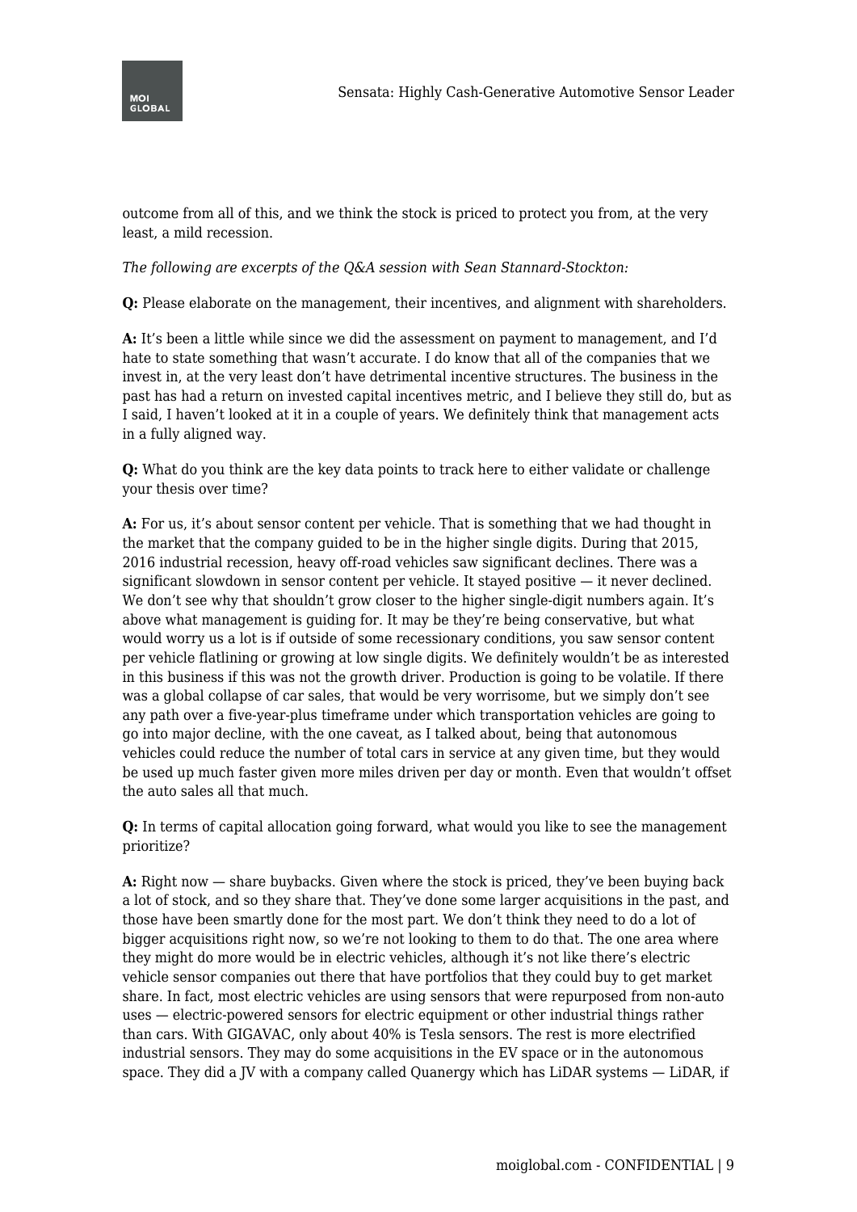outcome from all of this, and we think the stock is priced to protect you from, at the very least, a mild recession.

*The following are excerpts of the Q&A session with Sean Stannard-Stockton:*

**Q:** Please elaborate on the management, their incentives, and alignment with shareholders.

**A:** It's been a little while since we did the assessment on payment to management, and I'd hate to state something that wasn't accurate. I do know that all of the companies that we invest in, at the very least don't have detrimental incentive structures. The business in the past has had a return on invested capital incentives metric, and I believe they still do, but as I said, I haven't looked at it in a couple of years. We definitely think that management acts in a fully aligned way.

**Q:** What do you think are the key data points to track here to either validate or challenge your thesis over time?

**A:** For us, it's about sensor content per vehicle. That is something that we had thought in the market that the company guided to be in the higher single digits. During that 2015, 2016 industrial recession, heavy off-road vehicles saw significant declines. There was a significant slowdown in sensor content per vehicle. It stayed positive — it never declined. We don't see why that shouldn't grow closer to the higher single-digit numbers again. It's above what management is guiding for. It may be they're being conservative, but what would worry us a lot is if outside of some recessionary conditions, you saw sensor content per vehicle flatlining or growing at low single digits. We definitely wouldn't be as interested in this business if this was not the growth driver. Production is going to be volatile. If there was a global collapse of car sales, that would be very worrisome, but we simply don't see any path over a five-year-plus timeframe under which transportation vehicles are going to go into major decline, with the one caveat, as I talked about, being that autonomous vehicles could reduce the number of total cars in service at any given time, but they would be used up much faster given more miles driven per day or month. Even that wouldn't offset the auto sales all that much.

**Q:** In terms of capital allocation going forward, what would you like to see the management prioritize?

**A:** Right now — share buybacks. Given where the stock is priced, they've been buying back a lot of stock, and so they share that. They've done some larger acquisitions in the past, and those have been smartly done for the most part. We don't think they need to do a lot of bigger acquisitions right now, so we're not looking to them to do that. The one area where they might do more would be in electric vehicles, although it's not like there's electric vehicle sensor companies out there that have portfolios that they could buy to get market share. In fact, most electric vehicles are using sensors that were repurposed from non-auto uses — electric-powered sensors for electric equipment or other industrial things rather than cars. With GIGAVAC, only about 40% is Tesla sensors. The rest is more electrified industrial sensors. They may do some acquisitions in the EV space or in the autonomous space. They did a JV with a company called Quanergy which has LiDAR systems — LiDAR, if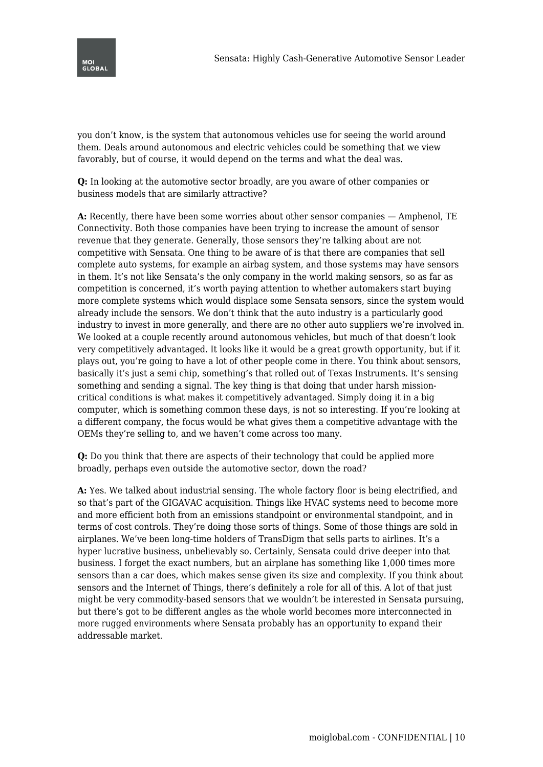you don't know, is the system that autonomous vehicles use for seeing the world around them. Deals around autonomous and electric vehicles could be something that we view favorably, but of course, it would depend on the terms and what the deal was.

**Q:** In looking at the automotive sector broadly, are you aware of other companies or business models that are similarly attractive?

**A:** Recently, there have been some worries about other sensor companies — Amphenol, TE Connectivity. Both those companies have been trying to increase the amount of sensor revenue that they generate. Generally, those sensors they're talking about are not competitive with Sensata. One thing to be aware of is that there are companies that sell complete auto systems, for example an airbag system, and those systems may have sensors in them. It's not like Sensata's the only company in the world making sensors, so as far as competition is concerned, it's worth paying attention to whether automakers start buying more complete systems which would displace some Sensata sensors, since the system would already include the sensors. We don't think that the auto industry is a particularly good industry to invest in more generally, and there are no other auto suppliers we're involved in. We looked at a couple recently around autonomous vehicles, but much of that doesn't look very competitively advantaged. It looks like it would be a great growth opportunity, but if it plays out, you're going to have a lot of other people come in there. You think about sensors, basically it's just a semi chip, something's that rolled out of Texas Instruments. It's sensing something and sending a signal. The key thing is that doing that under harsh mission-critical conditions is what makes it competitively advantaged. Simply doing it in a big computer, which is something common these days, is not so interesting. If you're looking at a different company, the focus would be what gives them a competitive advantage with the OEMs they're selling to, and we haven't come across too many.

**Q:** Do you think that there are aspects of their technology that could be applied more broadly, perhaps even outside the automotive sector, down the road?

**A:** Yes. We talked about industrial sensing. The whole factory floor is being electrified, and so that's part of the GIGAVAC acquisition. Things like HVAC systems need to become more and more efficient both from an emissions standpoint or environmental standpoint, and in terms of cost controls. They're doing those sorts of things. Some of those things are sold in airplanes. We've been long-time holders of TransDigm that sells parts to airlines. It's a hyper lucrative business, unbelievably so. Certainly, Sensata could drive deeper into that business. I forget the exact numbers, but an airplane has something like 1,000 times more sensors than a car does, which makes sense given its size and complexity. If you think about sensors and the Internet of Things, there's definitely a role for all of this. A lot of that just might be very commodity-based sensors that we wouldn't be interested in Sensata pursuing, but there's got to be different angles as the whole world becomes more interconnected in more rugged environments where Sensata probably has an opportunity to expand their addressable market.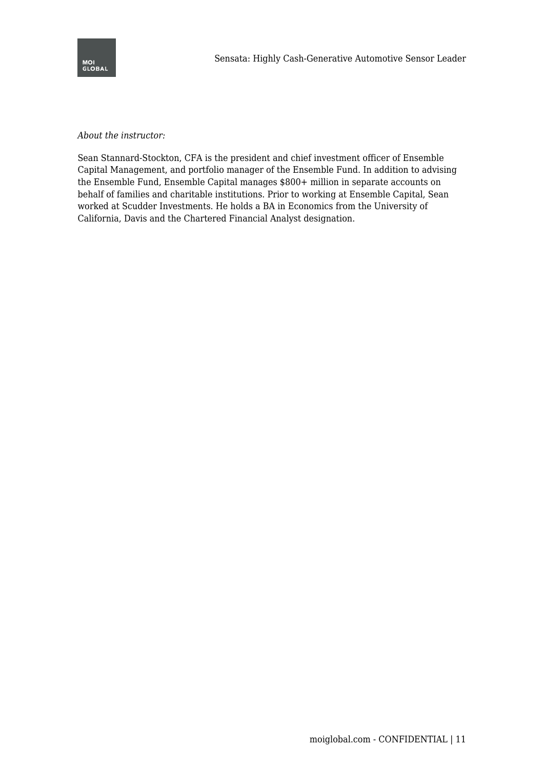*About the instructor:*

Sean Stannard-Stockton, CFA is the president and chief investment officer of Ensemble Capital Management, and portfolio manager of the Ensemble Fund. In addition to advising the Ensemble Fund, Ensemble Capital manages $800+ million in separate accounts on behalf of families and charitable institutions. Prior to working at Ensemble Capital, Sean worked at Scudder Investments. He holds a BA in Economics from the University of California, Davis and the Chartered Financial Analyst designation.